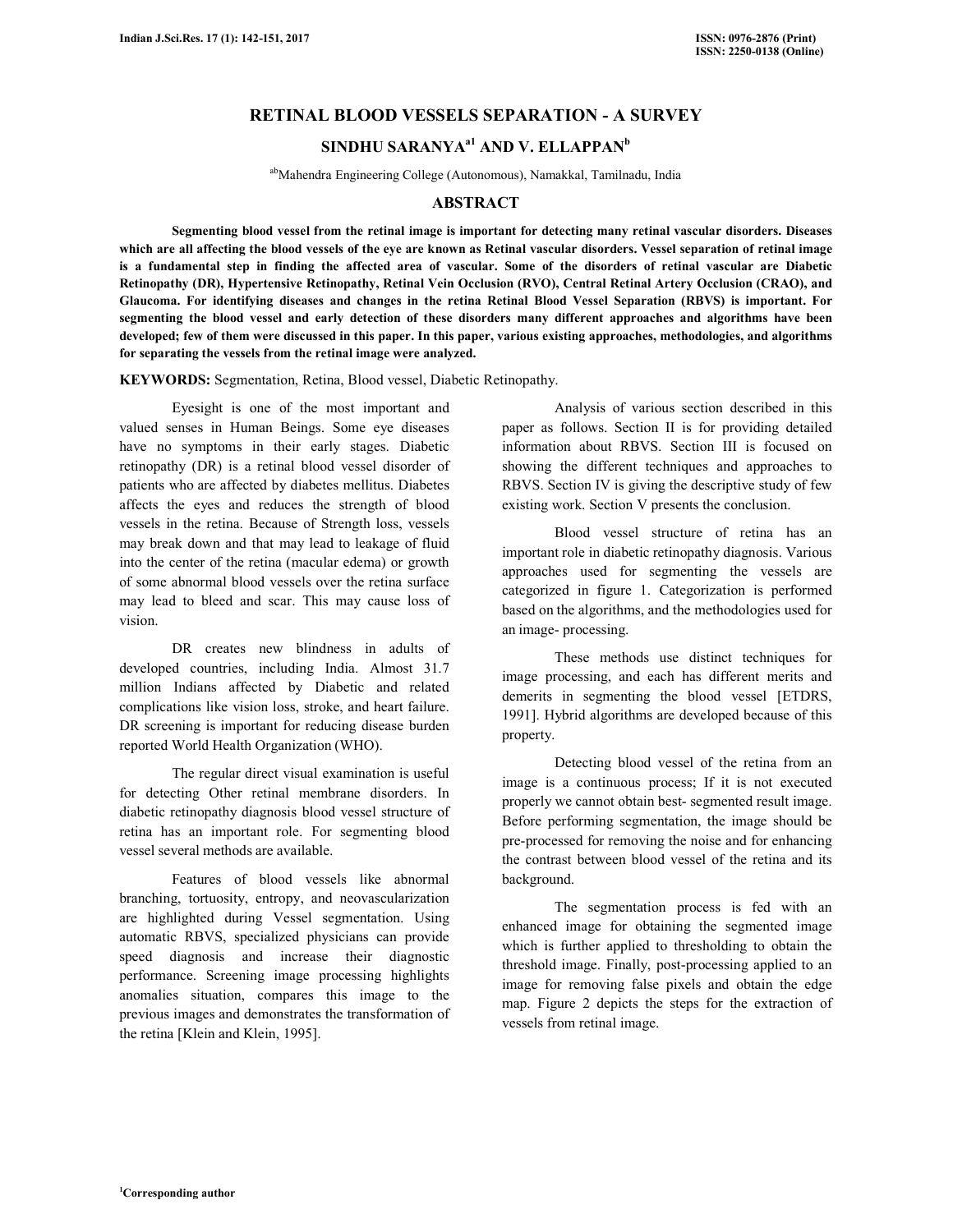# RETINAL BLOOD VESSELS SEPARATION - A SURVEY

## SINDHU SARANYA[a1] AND V. ELLAPPAN[b]

[ab]Mahendra Engineering College (Autonomous), Namakkal, Tamilnadu, India

## ABSTRACT

**Segmenting blood vessel from the retinal image is important for detecting many retinal vascular disorders. Diseases which are all affecting the blood vessels of the eye are known as Retinal vascular disorders. Vessel separation of retinal image is a fundamental step in finding the affected area of vascular. Some of the disorders of retinal vascular are Diabetic Retinopathy (DR), Hypertensive Retinopathy, Retinal Vein Occlusion (RVO), Central Retinal Artery Occlusion (CRAO), and Glaucoma. For identifying diseases and changes in the retina Retinal Blood Vessel Separation (RBVS) is important. For segmenting the blood vessel and early detection of these disorders many different approaches and algorithms have been developed; few of them were discussed in this paper. In this paper, various existing approaches, methodologies, and algorithms for separating the vessels from the retinal image were analyzed.**

**KEYWORDS:** Segmentation, Retina, Blood vessel, Diabetic Retinopathy.

Eyesight is one of the most important and valued senses in Human Beings. Some eye diseases have no symptoms in their early stages. Diabetic retinopathy (DR) is a retinal blood vessel disorder of patients who are affected by diabetes mellitus. Diabetes affects the eyes and reduces the strength of blood vessels in the retina. Because of Strength loss, vessels may break down and that may lead to leakage of fluid into the center of the retina (macular edema) or growth of some abnormal blood vessels over the retina surface may lead to bleed and scar. This may cause loss of vision.

DR creates new blindness in adults of developed countries, including India. Almost 31.7 million Indians affected by Diabetic and related complications like vision loss, stroke, and heart failure. DR screening is important for reducing disease burden reported World Health Organization (WHO).

The regular direct visual examination is useful for detecting Other retinal membrane disorders. In diabetic retinopathy diagnosis blood vessel structure of retina has an important role. For segmenting blood vessel several methods are available.

Features of blood vessels like abnormal branching, tortuosity, entropy, and neovascularization are highlighted during Vessel segmentation. Using automatic RBVS, specialized physicians can provide speed diagnosis and increase their diagnostic performance. Screening image processing highlights anomalies situation, compares this image to the previous images and demonstrates the transformation of the retina [Klein and Klein, 1995].

Analysis of various section described in this paper as follows. Section II is for providing detailed information about RBVS. Section III is focused on showing the different techniques and approaches to RBVS. Section IV is giving the descriptive study of few existing work. Section V presents the conclusion.

Blood vessel structure of retina has an important role in diabetic retinopathy diagnosis. Various approaches used for segmenting the vessels are categorized in figure 1. Categorization is performed based on the algorithms, and the methodologies used for an image- processing.

These methods use distinct techniques for image processing, and each has different merits and demerits in segmenting the blood vessel [ETDRS, 1991]. Hybrid algorithms are developed because of this property.

Detecting blood vessel of the retina from an image is a continuous process; If it is not executed properly we cannot obtain best- segmented result image. Before performing segmentation, the image should be pre-processed for removing the noise and for enhancing the contrast between blood vessel of the retina and its background.

The segmentation process is fed with an enhanced image for obtaining the segmented image which is further applied to thresholding to obtain the threshold image. Finally, post-processing applied to an image for removing false pixels and obtain the edge map. Figure 2 depicts the steps for the extraction of vessels from retinal image.

[1]Corresponding author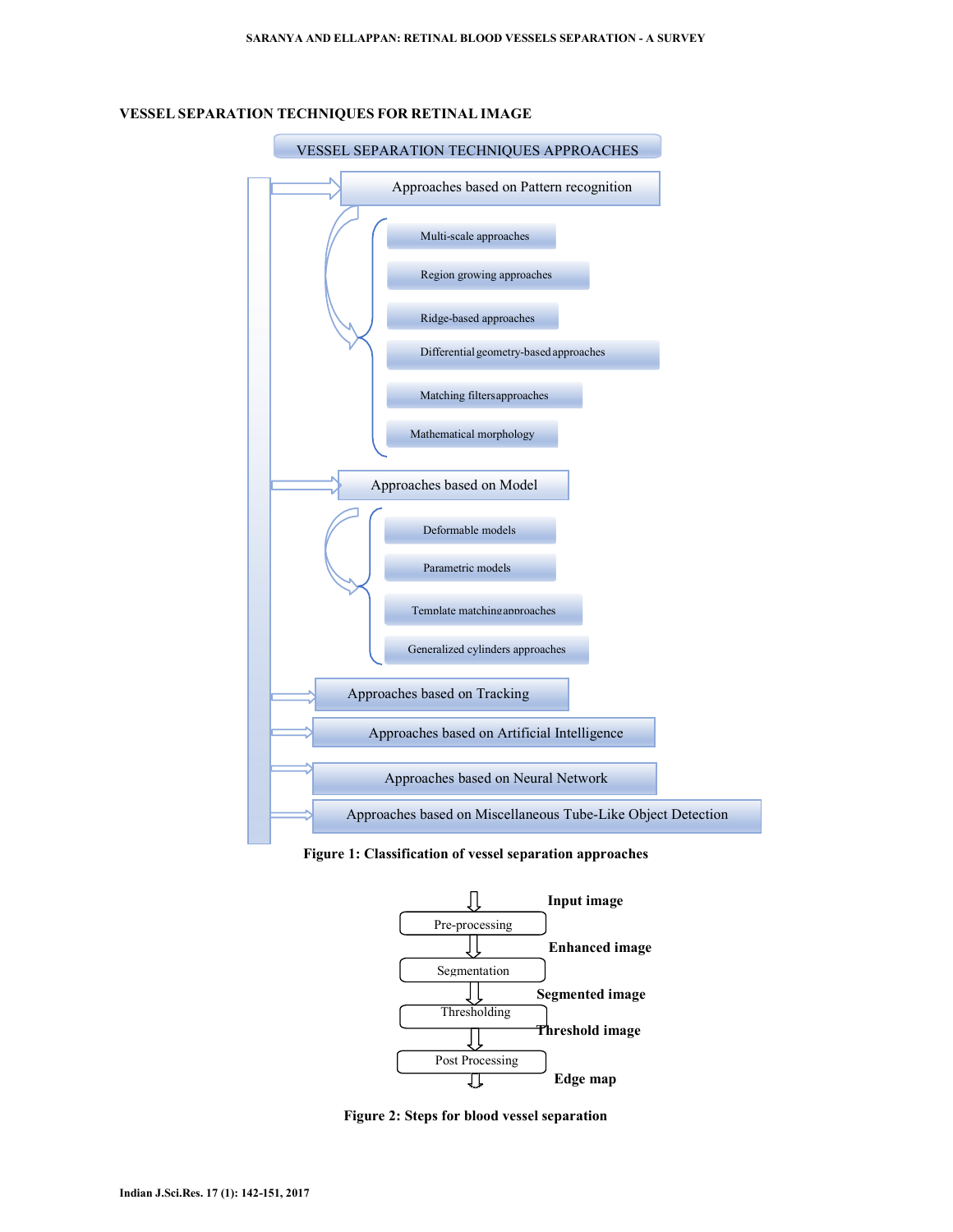## VESSEL SEPARATION TECHNIQUES FOR RETINAL IMAGE

VESSEL SEPARATION TECHNIQUES APPROACHES

- Approaches based on Pattern recognition
  - Multi-scale approaches
  - Region growing approaches
  - Ridge-based approaches
  - Differential geometry-based approaches
  - Matching filtersapproaches
  - Mathematical morphology
- Approaches based on Model
  - Deformable models
  - Parametric models
  - Template matchingapproaches
  - Generalized cylinders approaches
- Approaches based on Tracking
- Approaches based on Artificial Intelligence
- Approaches based on Neural Network
- Approaches based on Miscellaneous Tube-Like Object Detection

**Figure 1: Classification of vessel separation approaches**

Input image → Pre-processing → Enhanced image → Segmentation → Segmented image → Thresholding → Threshold image → Post Processing → Edge map

**Figure 2: Steps for blood vessel separation**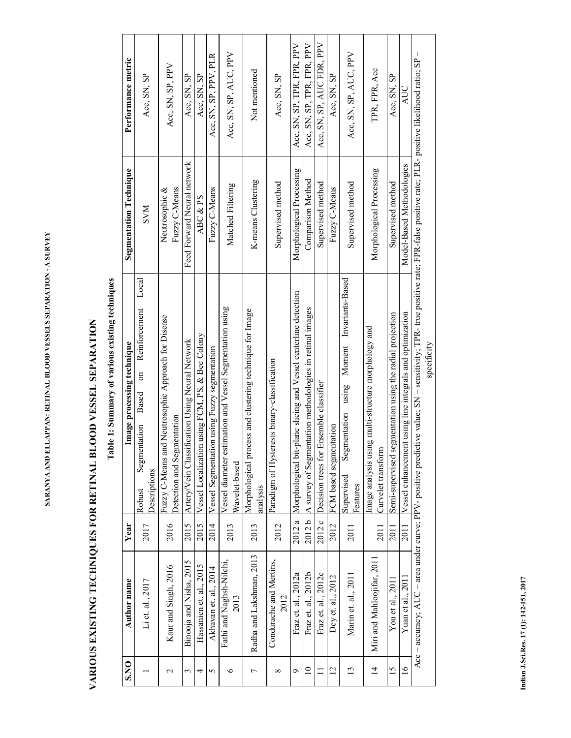# VARIOUS EXISTING TECHNIQUES FOR RETINAL BLOOD VESSEL SEPARATION

**Table 1: Summary of various existing techniques**

| S.NO | Author name | Year | Image processing technique | Segmentation Technique | Performance metric |
|---|---|---|---|---|---|
| 1 | Li et. al., 2017 | 2017 | Robust Segmentation Based on Reinforcement Local Descriptions | SVM | Acc, SN, SP |
| 2 | Kaur and Singh, 2016 | 2016 | Fuzzy C-Means and Neutrosophic Approach for Disease Detection and Segmentation | Neutrosophic & Fuzzy C-Means | Acc, SN, SP, PPV |
| 3 | Binooja and Nisha, 2015 | 2015 | Artery/Vein Classification Using Neural Network | Feed Forward Neural network | Acc, SN, SP |
| 4 | Hassanien et. al., 2015 | 2015 | Vessel Localization using FCM, PS, & Bee Colony | ABC & PS | Acc, SN, SP |
| 5 | Akhavan et. al., 2014 | 2014 | Vessel Segmentation using Fuzzy segmentation | Fuzzy C-Means | Acc, SN, SP, PPV, PLR |
| 6 | Fathi and Naghsh-Nilchi, 2013 | 2013 | Vessel diameter estimation and Vessel Segmentation using Wavelet-based | Matched Filtering | Acc, SN, SP, AUC, PPV |
| 7 | Radha and Lakshman, 2013 | 2013 | Morphological process and clustering technique for Image analysis | K-means Clustering | Not mentioned |
| 8 | Condurache and Mertins, 2012 | 2012 | Paradigm of Hysteresis binary-classification | Supervised method | Acc, SN, SP |
| 9 | Fraz et. al., 2012a | 2012 a | Morphological bit-plane slicing and Vessel centerline detection | Morphological Processing | Acc, SN, SP, TPR, FPR, PPV |
| 10 | Fraz et. al., 2012b | 2012 b | A survey of Segmentation methodologies in retinal images | Comparison Method | Acc, SN, SP, TPR, FPR, PPV |
| 11 | Fraz et. al., 2012c | 2012 c | Decision trees for Ensemble classifier | Supervised method | Acc, SN, SP, AUC FDR, PPV |
| 12 | Dey et. al., 2012 | 2012 | FCM based segmentation | Fuzzy C-Means | Acc, SN, SP |
| 13 | Marin et. al., 2011 | 2011 | Supervised Segmentation using Moment Invariants-Based Features | Supervised method | Acc, SN, SP, AUC, PPV |
| 14 | Miri and Mahloojifar, 2011 | 2011 | Image analysis using multi-structure morphology and Curvelet transform | Morphological Processing | TPR, FPR, Acc |
| 15 | You et al., 2011 | 2011 | Semi-supervised segmentation using the radial projection | Supervised method | Acc, SN, SP |
| 16 | Yuan et al., 2011 | 2011 | Vessel enhancement using line integrals and optimization | Model-Based Methodologies | AUC |

Acc – accuracy; AUC – area under curve; PPV- positive predictive value; SN – sensitivity; TPR- true positive rate; FPR-false positive rate; PLR- positive likelihood ratio; SP – specificity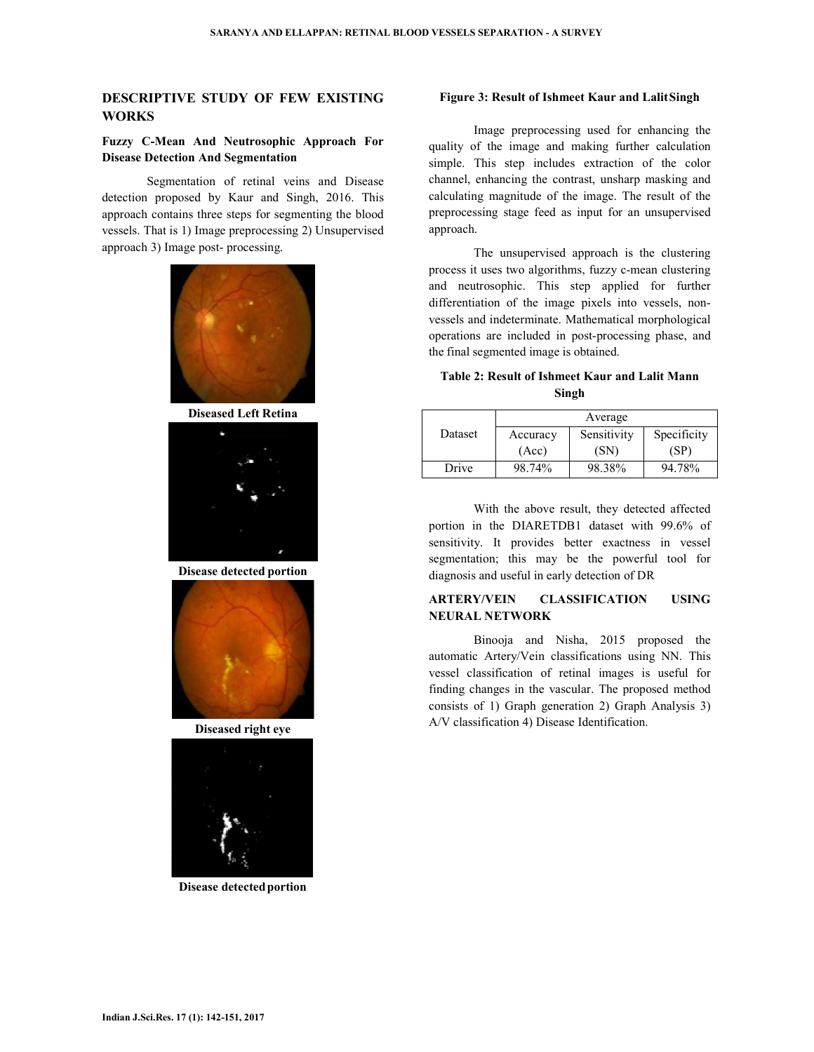## DESCRIPTIVE STUDY OF FEW EXISTING WORKS

### Fuzzy C-Mean And Neutrosophic Approach For Disease Detection And Segmentation

Segmentation of retinal veins and Disease detection proposed by Kaur and Singh, 2016. This approach contains three steps for segmenting the blood vessels. That is 1) Image preprocessing 2) Unsupervised approach 3) Image post- processing.

Diseased Left Retina

Disease detected portion

Diseased right eye

Disease detected portion

**Figure 3: Result of Ishmeet Kaur and Lalit Singh**

Image preprocessing used for enhancing the quality of the image and making further calculation simple. This step includes extraction of the color channel, enhancing the contrast, unsharp masking and calculating magnitude of the image. The result of the preprocessing stage feed as input for an unsupervised approach.

The unsupervised approach is the clustering process it uses two algorithms, fuzzy c-mean clustering and neutrosophic. This step applied for further differentiation of the image pixels into vessels, non-vessels and indeterminate. Mathematical morphological operations are included in post-processing phase, and the final segmented image is obtained.

**Table 2: Result of Ishmeet Kaur and Lalit Mann Singh**

| Dataset | Average | | |
|---|---|---|---|
| | Accuracy (Acc) | Sensitivity (SN) | Specificity (SP) |
| Drive | 98.74% | 98.38% | 94.78% |

With the above result, they detected affected portion in the DIARETDB1 dataset with 99.6% of sensitivity. It provides better exactness in vessel segmentation; this may be the powerful tool for diagnosis and useful in early detection of DR

### ARTERY/VEIN CLASSIFICATION USING NEURAL NETWORK

Binooja and Nisha, 2015 proposed the automatic Artery/Vein classifications using NN. This vessel classification of retinal images is useful for finding changes in the vascular. The proposed method consists of 1) Graph generation 2) Graph Analysis 3) A/V classification 4) Disease Identification.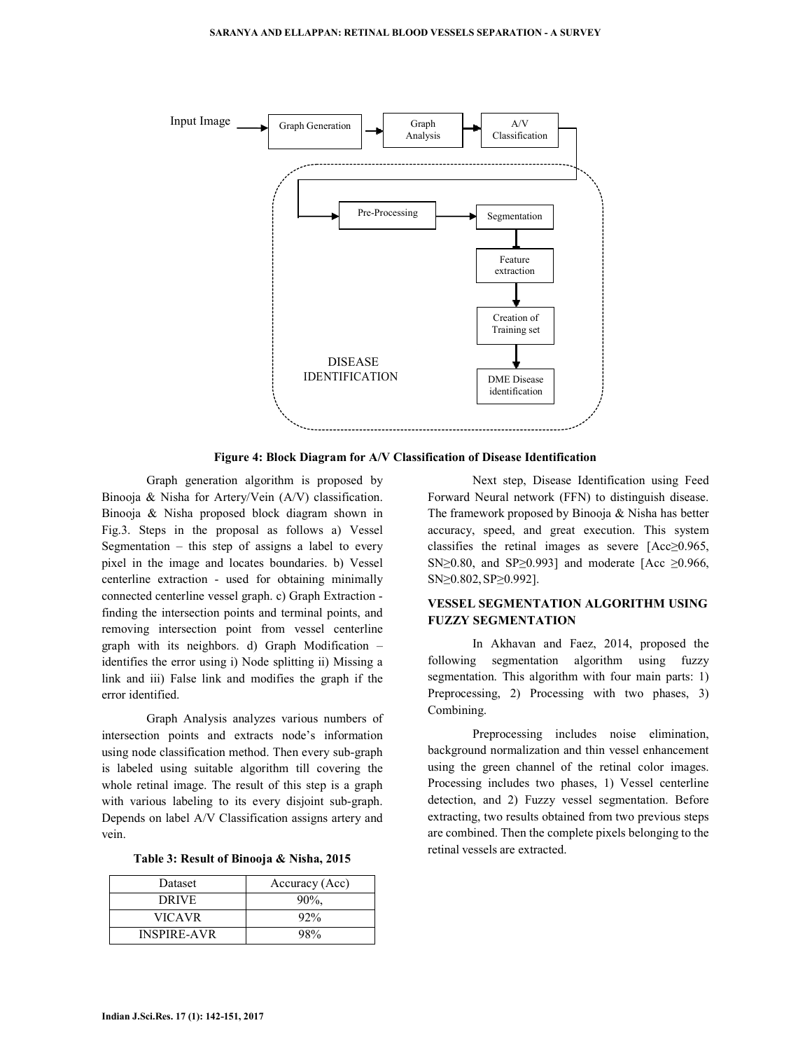Figure 4: Block Diagram for A/V Classification of Disease Identification

Graph generation algorithm is proposed by Binooja & Nisha for Artery/Vein (A/V) classification. Binooja & Nisha proposed block diagram shown in Fig.3. Steps in the proposal as follows a) Vessel Segmentation – this step of assigns a label to every pixel in the image and locates boundaries. b) Vessel centerline extraction - used for obtaining minimally connected centerline vessel graph. c) Graph Extraction - finding the intersection points and terminal points, and removing intersection point from vessel centerline graph with its neighbors. d) Graph Modification – identifies the error using i) Node splitting ii) Missing a link and iii) False link and modifies the graph if the error identified.

Graph Analysis analyzes various numbers of intersection points and extracts node's information using node classification method. Then every sub-graph is labeled using suitable algorithm till covering the whole retinal image. The result of this step is a graph with various labeling to its every disjoint sub-graph. Depends on label A/V Classification assigns artery and vein.

**Table 3: Result of Binooja & Nisha, 2015**

| Dataset | Accuracy (Acc) |
|---|---|
| DRIVE | 90%, |
| VICAVR | 92% |
| INSPIRE-AVR | 98% |

Next step, Disease Identification using Feed Forward Neural network (FFN) to distinguish disease. The framework proposed by Binooja & Nisha has better accuracy, speed, and great execution. This system classifies the retinal images as severe [Acc≥0.965, SN≥0.80, and SP≥0.993] and moderate [Acc ≥0.966, SN≥0.802, SP≥0.992].

## VESSEL SEGMENTATION ALGORITHM USING FUZZY SEGMENTATION

In Akhavan and Faez, 2014, proposed the following segmentation algorithm using fuzzy segmentation. This algorithm with four main parts: 1) Preprocessing, 2) Processing with two phases, 3) Combining.

Preprocessing includes noise elimination, background normalization and thin vessel enhancement using the green channel of the retinal color images. Processing includes two phases, 1) Vessel centerline detection, and 2) Fuzzy vessel segmentation. Before extracting, two results obtained from two previous steps are combined. Then the complete pixels belonging to the retinal vessels are extracted.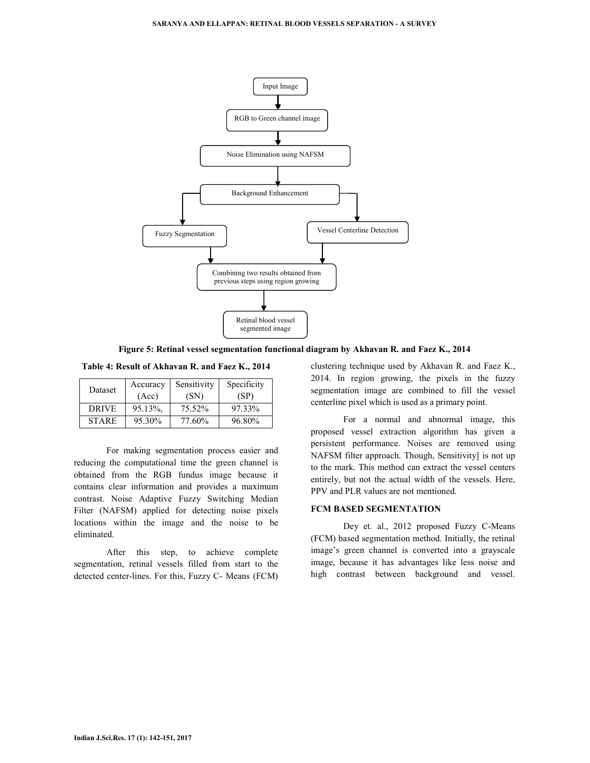Figure 5: Retinal vessel segmentation functional diagram by Akhavan R. and Faez K., 2014

Table 4: Result of Akhavan R. and Faez K., 2014

| Dataset | Accuracy (Acc) | Sensitivity (SN) | Specificity (SP) |
|---|---|---|---|
| DRIVE | 95.13%, | 75.52% | 97.33% |
| STARE | 95.30% | 77.60% | 96.80% |

For making segmentation process easier and reducing the computational time the green channel is obtained from the RGB fundus image because it contains clear information and provides a maximum contrast. Noise Adaptive Fuzzy Switching Median Filter (NAFSM) applied for detecting noise pixels locations within the image and the noise to be eliminated.

After this step, to achieve complete segmentation, retinal vessels filled from start to the detected center-lines. For this, Fuzzy C- Means (FCM) clustering technique used by Akhavan R. and Faez K., 2014. In region growing, the pixels in the fuzzy segmentation image are combined to fill the vessel centerline pixel which is used as a primary point.

For a normal and abnormal image, this proposed vessel extraction algorithm has given a persistent performance. Noises are removed using NAFSM filter approach. Though, Sensitivity] is not up to the mark. This method can extract the vessel centers entirely, but not the actual width of the vessels. Here, PPV and PLR values are not mentioned.

## FCM BASED SEGMENTATION

Dey et. al., 2012 proposed Fuzzy C-Means (FCM) based segmentation method. Initially, the retinal image's green channel is converted into a grayscale image, because it has advantages like less noise and high contrast between background and vessel.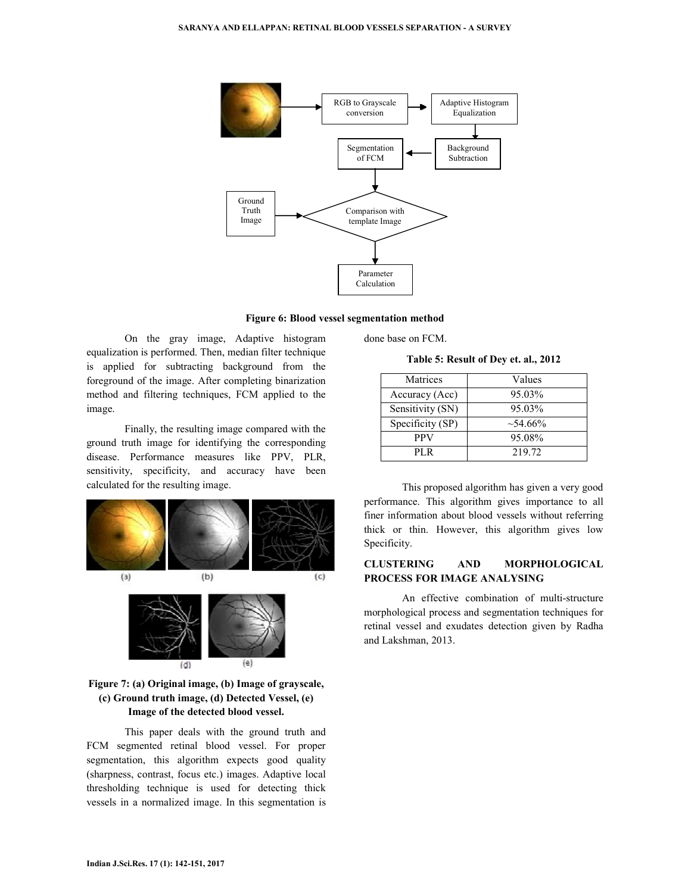Figure 6: Blood vessel segmentation method

On the gray image, Adaptive histogram equalization is performed. Then, median filter technique is applied for subtracting background from the foreground of the image. After completing binarization method and filtering techniques, FCM applied to the image.

Finally, the resulting image compared with the ground truth image for identifying the corresponding disease. Performance measures like PPV, PLR, sensitivity, specificity, and accuracy have been calculated for the resulting image.

Figure 7: (a) Original image, (b) Image of grayscale, (c) Ground truth image, (d) Detected Vessel, (e) Image of the detected blood vessel.

This paper deals with the ground truth and FCM segmented retinal blood vessel. For proper segmentation, this algorithm expects good quality (sharpness, contrast, focus etc.) images. Adaptive local thresholding technique is used for detecting thick vessels in a normalized image. In this segmentation is done base on FCM.

**Table 5: Result of Dey et. al., 2012**

| Matrices | Values |
|---|---|
| Accuracy (Acc) | 95.03% |
| Sensitivity (SN) | 95.03% |
| Specificity (SP) | ~54.66% |
| PPV | 95.08% |
| PLR | 219.72 |

This proposed algorithm has given a very good performance. This algorithm gives importance to all finer information about blood vessels without referring thick or thin. However, this algorithm gives low Specificity.

## CLUSTERING AND MORPHOLOGICAL PROCESS FOR IMAGE ANALYSING

An effective combination of multi-structure morphological process and segmentation techniques for retinal vessel and exudates detection given by Radha and Lakshman, 2013.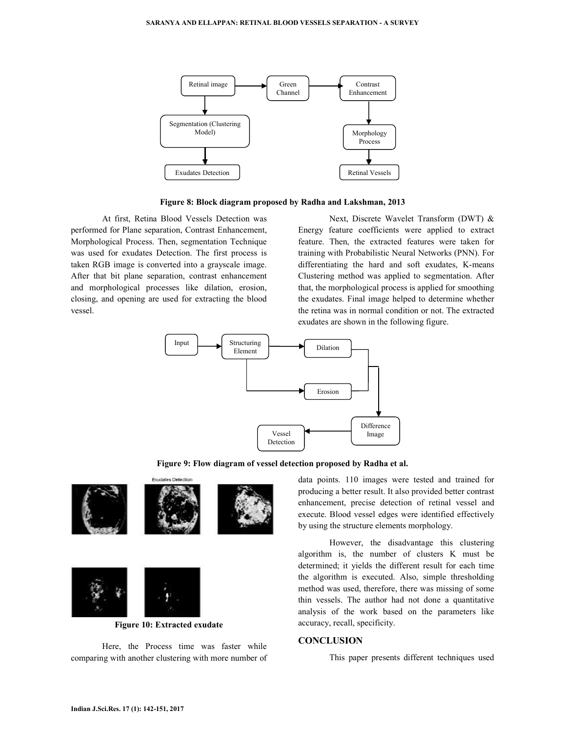Figure 8: Block diagram proposed by Radha and Lakshman, 2013

At first, Retina Blood Vessels Detection was performed for Plane separation, Contrast Enhancement, Morphological Process. Then, segmentation Technique was used for exudates Detection. The first process is taken RGB image is converted into a grayscale image. After that bit plane separation, contrast enhancement and morphological processes like dilation, erosion, closing, and opening are used for extracting the blood vessel.

Next, Discrete Wavelet Transform (DWT) & Energy feature coefficients were applied to extract feature. Then, the extracted features were taken for training with Probabilistic Neural Networks (PNN). For differentiating the hard and soft exudates, K-means Clustering method was applied to segmentation. After that, the morphological process is applied for smoothing the exudates. Final image helped to determine whether the retina was in normal condition or not. The extracted exudates are shown in the following figure.

Figure 9: Flow diagram of vessel detection proposed by Radha et al.

Figure 10: Extracted exudate

Here, the Process time was faster while comparing with another clustering with more number of data points. 110 images were tested and trained for producing a better result. It also provided better contrast enhancement, precise detection of retinal vessel and execute. Blood vessel edges were identified effectively by using the structure elements morphology.

However, the disadvantage this clustering algorithm is, the number of clusters K must be determined; it yields the different result for each time the algorithm is executed. Also, simple thresholding method was used, therefore, there was missing of some thin vessels. The author had not done a quantitative analysis of the work based on the parameters like accuracy, recall, specificity.

## CONCLUSION

This paper presents different techniques used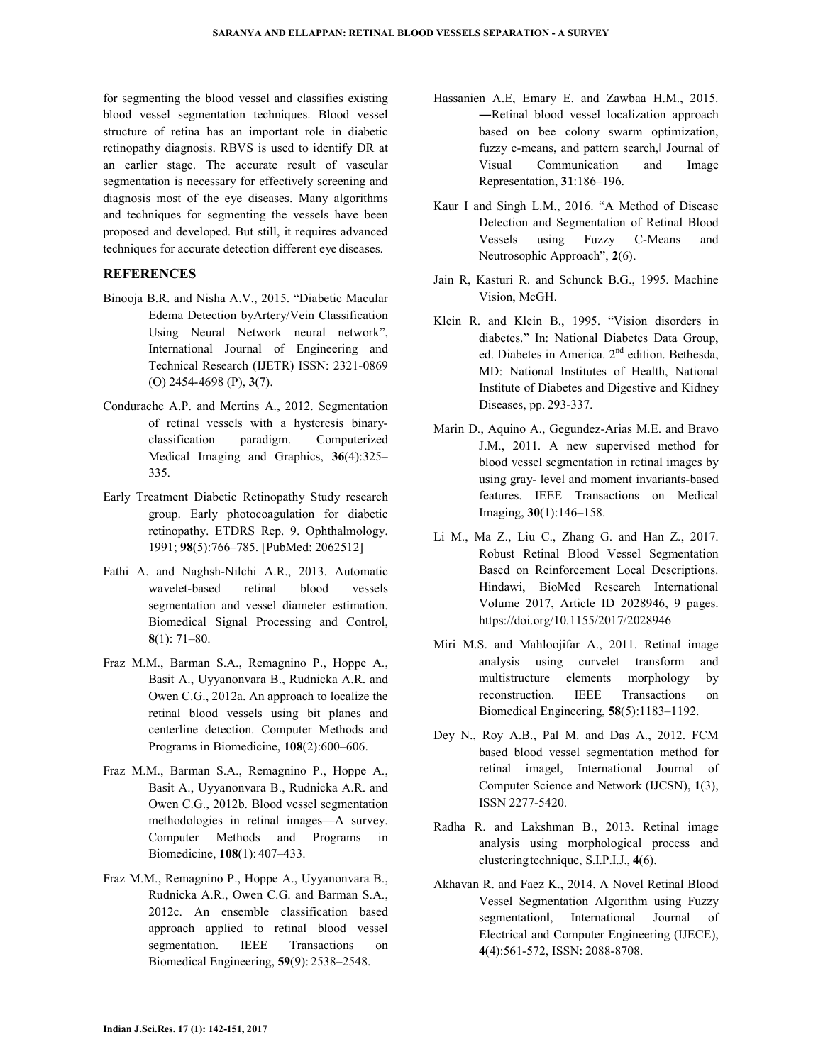for segmenting the blood vessel and classifies existing blood vessel segmentation techniques. Blood vessel structure of retina has an important role in diabetic retinopathy diagnosis. RBVS is used to identify DR at an earlier stage. The accurate result of vascular segmentation is necessary for effectively screening and diagnosis most of the eye diseases. Many algorithms and techniques for segmenting the vessels have been proposed and developed. But still, it requires advanced techniques for accurate detection different eye diseases.

## REFERENCES

Binooja B.R. and Nisha A.V., 2015. "Diabetic Macular Edema Detection byArtery/Vein Classification Using Neural Network neural network", International Journal of Engineering and Technical Research (IJETR) ISSN: 2321-0869 (O) 2454-4698 (P), **3**(7).

Condurache A.P. and Mertins A., 2012. Segmentation of retinal vessels with a hysteresis binary-classification paradigm. Computerized Medical Imaging and Graphics, **36**(4):325–335.

Early Treatment Diabetic Retinopathy Study research group. Early photocoagulation for diabetic retinopathy. ETDRS Rep. 9. Ophthalmology. 1991; **98**(5):766–785. [PubMed: 2062512]

Fathi A. and Naghsh-Nilchi A.R., 2013. Automatic wavelet-based retinal blood vessels segmentation and vessel diameter estimation. Biomedical Signal Processing and Control, **8**(1): 71–80.

Fraz M.M., Barman S.A., Remagnino P., Hoppe A., Basit A., Uyyanonvara B., Rudnicka A.R. and Owen C.G., 2012a. An approach to localize the retinal blood vessels using bit planes and centerline detection. Computer Methods and Programs in Biomedicine, **108**(2):600–606.

Fraz M.M., Barman S.A., Remagnino P., Hoppe A., Basit A., Uyyanonvara B., Rudnicka A.R. and Owen C.G., 2012b. Blood vessel segmentation methodologies in retinal images—A survey. Computer Methods and Programs in Biomedicine, **108**(1): 407–433.

Fraz M.M., Remagnino P., Hoppe A., Uyyanonvara B., Rudnicka A.R., Owen C.G. and Barman S.A., 2012c. An ensemble classification based approach applied to retinal blood vessel segmentation. IEEE Transactions on Biomedical Engineering, **59**(9): 2538–2548.

Hassanien A.E, Emary E. and Zawbaa H.M., 2015. ―Retinal blood vessel localization approach based on bee colony swarm optimization, fuzzy c-means, and pattern search,‖ Journal of Visual Communication and Image Representation, **31**:186–196.

Kaur I and Singh L.M., 2016. "A Method of Disease Detection and Segmentation of Retinal Blood Vessels using Fuzzy C-Means and Neutrosophic Approach", **2**(6).

Jain R, Kasturi R. and Schunck B.G., 1995. Machine Vision, McGH.

Klein R. and Klein B., 1995. "Vision disorders in diabetes." In: National Diabetes Data Group, ed. Diabetes in America. 2nd edition. Bethesda, MD: National Institutes of Health, National Institute of Diabetes and Digestive and Kidney Diseases, pp. 293-337.

Marin D., Aquino A., Gegundez-Arias M.E. and Bravo J.M., 2011. A new supervised method for blood vessel segmentation in retinal images by using gray- level and moment invariants-based features. IEEE Transactions on Medical Imaging, **30**(1):146–158.

Li M., Ma Z., Liu C., Zhang G. and Han Z., 2017. Robust Retinal Blood Vessel Segmentation Based on Reinforcement Local Descriptions. Hindawi, BioMed Research International Volume 2017, Article ID 2028946, 9 pages. https://doi.org/10.1155/2017/2028946

Miri M.S. and Mahloojifar A., 2011. Retinal image analysis using curvelet transform and multistructure elements morphology by reconstruction. IEEE Transactions on Biomedical Engineering, **58**(5):1183–1192.

Dey N., Roy A.B., Pal M. and Das A., 2012. FCM based blood vessel segmentation method for retinal image‖, International Journal of Computer Science and Network (IJCSN), **1**(3), ISSN 2277-5420.

Radha R. and Lakshman B., 2013. Retinal image analysis using morphological process and clustering technique, S.I.P.I.J., **4**(6).

Akhavan R. and Faez K., 2014. A Novel Retinal Blood Vessel Segmentation Algorithm using Fuzzy segmentation‖, International Journal of Electrical and Computer Engineering (IJECE), **4**(4):561-572, ISSN: 2088-8708.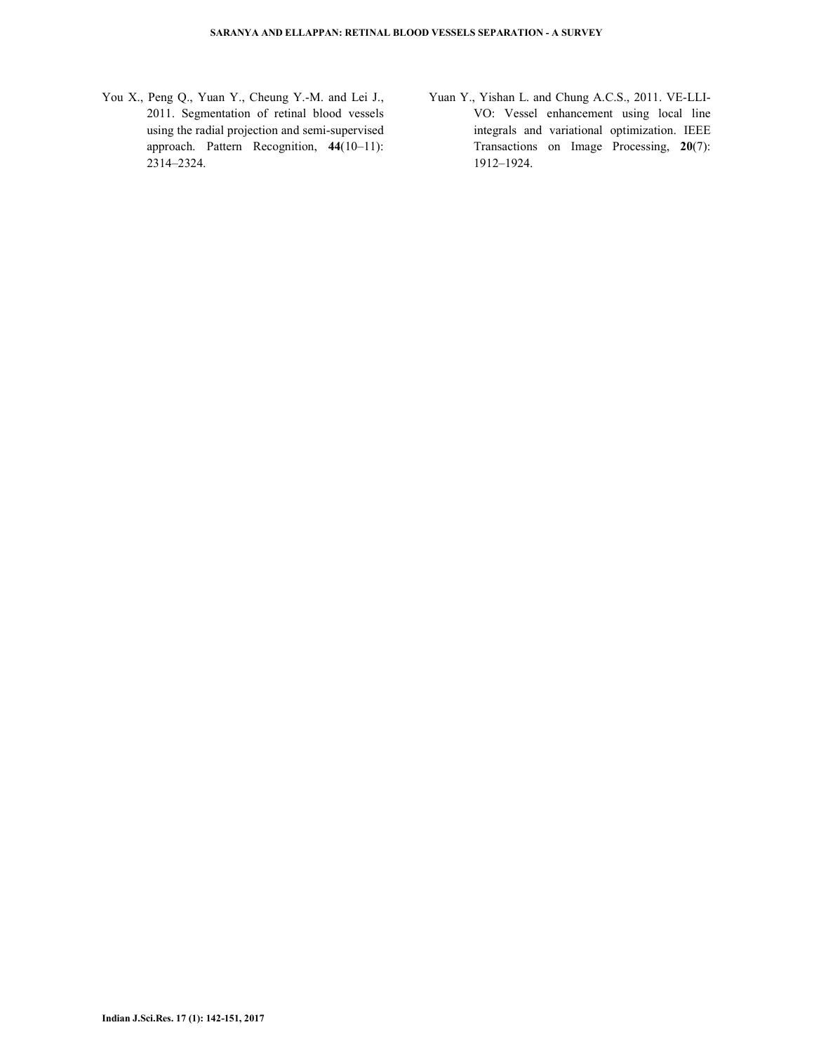You X., Peng Q., Yuan Y., Cheung Y.-M. and Lei J., 2011. Segmentation of retinal blood vessels using the radial projection and semi-supervised approach. Pattern Recognition, **44**(10–11): 2314–2324.

Yuan Y., Yishan L. and Chung A.C.S., 2011. VE-LLI-VO: Vessel enhancement using local line integrals and variational optimization. IEEE Transactions on Image Processing, **20**(7): 1912–1924.